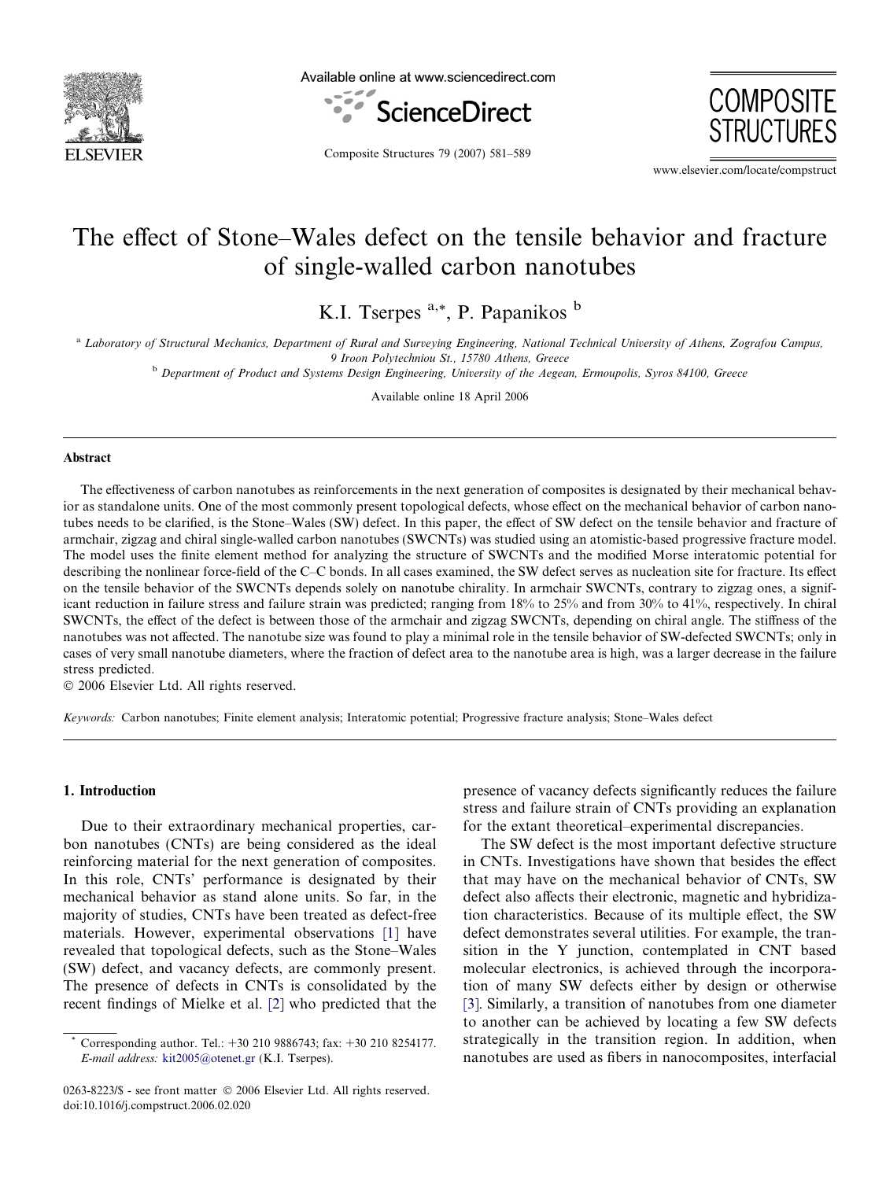# The effect of Stone–Wales defect on the tensile behavior and fracture of single-walled carbon nanotubes

K.I. Tserpes [a,*], P. Papanikos [b]

[a] Laboratory of Structural Mechanics, Department of Rural and Surveying Engineering, National Technical University of Athens, Zografou Campus, 9 Iroon Polytechniou St., 15780 Athens, Greece

[b] Department of Product and Systems Design Engineering, University of the Aegean, Ermoupolis, Syros 84100, Greece

Available online 18 April 2006

## Abstract

The effectiveness of carbon nanotubes as reinforcements in the next generation of composites is designated by their mechanical behavior as standalone units. One of the most commonly present topological defects, whose effect on the mechanical behavior of carbon nanotubes needs to be clarified, is the Stone–Wales (SW) defect. In this paper, the effect of SW defect on the tensile behavior and fracture of armchair, zigzag and chiral single-walled carbon nanotubes (SWCNTs) was studied using an atomistic-based progressive fracture model. The model uses the finite element method for analyzing the structure of SWCNTs and the modified Morse interatomic potential for describing the nonlinear force-field of the C–C bonds. In all cases examined, the SW defect serves as nucleation site for fracture. Its effect on the tensile behavior of the SWCNTs depends solely on nanotube chirality. In armchair SWCNTs, contrary to zigzag ones, a significant reduction in failure stress and failure strain was predicted; ranging from 18% to 25% and from 30% to 41%, respectively. In chiral SWCNTs, the effect of the defect is between those of the armchair and zigzag SWCNTs, depending on chiral angle. The stiffness of the nanotubes was not affected. The nanotube size was found to play a minimal role in the tensile behavior of SW-defected SWCNTs; only in cases of very small nanotube diameters, where the fraction of defect area to the nanotube area is high, was a larger decrease in the failure stress predicted.

© 2006 Elsevier Ltd. All rights reserved.

*Keywords:* Carbon nanotubes; Finite element analysis; Interatomic potential; Progressive fracture analysis; Stone–Wales defect

## 1. Introduction

Due to their extraordinary mechanical properties, carbon nanotubes (CNTs) are being considered as the ideal reinforcing material for the next generation of composites. In this role, CNTs' performance is designated by their mechanical behavior as stand alone units. So far, in the majority of studies, CNTs have been treated as defect-free materials. However, experimental observations [1] have revealed that topological defects, such as the Stone–Wales (SW) defect, and vacancy defects, are commonly present. The presence of defects in CNTs is consolidated by the recent findings of Mielke et al. [2] who predicted that the presence of vacancy defects significantly reduces the failure stress and failure strain of CNTs providing an explanation for the extant theoretical–experimental discrepancies.

The SW defect is the most important defective structure in CNTs. Investigations have shown that besides the effect that may have on the mechanical behavior of CNTs, SW defect also affects their electronic, magnetic and hybridization characteristics. Because of its multiple effect, the SW defect demonstrates several utilities. For example, the transition in the Y junction, contemplated in CNT based molecular electronics, is achieved through the incorporation of many SW defects either by design or otherwise [3]. Similarly, a transition of nanotubes from one diameter to another can be achieved by locating a few SW defects strategically in the transition region. In addition, when nanotubes are used as fibers in nanocomposites, interfacial

---

* Corresponding author. Tel.: +30 210 9886743; fax: +30 210 8254177. *E-mail address:* kit2005@otenet.gr (K.I. Tserpes).

0263-8223/$ - see front matter © 2006 Elsevier Ltd. All rights reserved.
doi:10.1016/j.compstruct.2006.02.020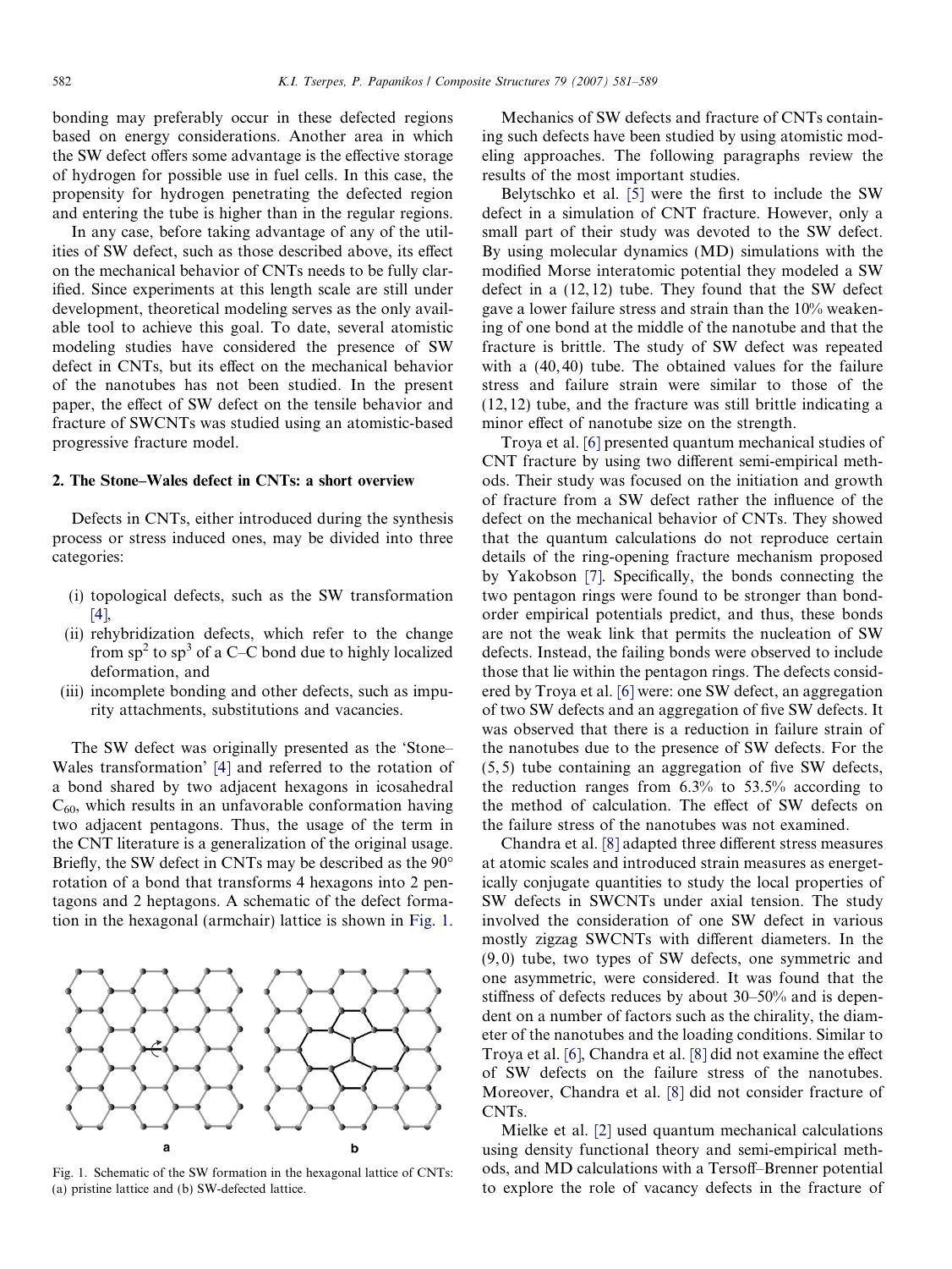bonding may preferably occur in these defected regions based on energy considerations. Another area in which the SW defect offers some advantage is the effective storage of hydrogen for possible use in fuel cells. In this case, the propensity for hydrogen penetrating the defected region and entering the tube is higher than in the regular regions.

In any case, before taking advantage of any of the utilities of SW defect, such as those described above, its effect on the mechanical behavior of CNTs needs to be fully clarified. Since experiments at this length scale are still under development, theoretical modeling serves as the only available tool to achieve this goal. To date, several atomistic modeling studies have considered the presence of SW defect in CNTs, but its effect on the mechanical behavior of the nanotubes has not been studied. In the present paper, the effect of SW defect on the tensile behavior and fracture of SWCNTs was studied using an atomistic-based progressive fracture model.

## 2. The Stone–Wales defect in CNTs: a short overview

Defects in CNTs, either introduced during the synthesis process or stress induced ones, may be divided into three categories:

(i) topological defects, such as the SW transformation [4],
(ii) rehybridization defects, which refer to the change from $sp^2$ to $sp^3$ of a C–C bond due to highly localized deformation, and
(iii) incomplete bonding and other defects, such as impurity attachments, substitutions and vacancies.

The SW defect was originally presented as the 'Stone–Wales transformation' [4] and referred to the rotation of a bond shared by two adjacent hexagons in icosahedral $C_{60}$, which results in an unfavorable conformation having two adjacent pentagons. Thus, the usage of the term in the CNT literature is a generalization of the original usage. Briefly, the SW defect in CNTs may be described as the 90° rotation of a bond that transforms 4 hexagons into 2 pentagons and 2 heptagons. A schematic of the defect formation in the hexagonal (armchair) lattice is shown in Fig. 1.

Fig. 1. Schematic of the SW formation in the hexagonal lattice of CNTs: (a) pristine lattice and (b) SW-defected lattice.

Mechanics of SW defects and fracture of CNTs containing such defects have been studied by using atomistic modeling approaches. The following paragraphs review the results of the most important studies.

Belytschko et al. [5] were the first to include the SW defect in a simulation of CNT fracture. However, only a small part of their study was devoted to the SW defect. By using molecular dynamics (MD) simulations with the modified Morse interatomic potential they modeled a SW defect in a (12, 12) tube. They found that the SW defect gave a lower failure stress and strain than the 10% weakening of one bond at the middle of the nanotube and that the fracture is brittle. The study of SW defect was repeated with a (40, 40) tube. The obtained values for the failure stress and failure strain were similar to those of the (12, 12) tube, and the fracture was still brittle indicating a minor effect of nanotube size on the strength.

Troya et al. [6] presented quantum mechanical studies of CNT fracture by using two different semi-empirical methods. Their study was focused on the initiation and growth of fracture from a SW defect rather the influence of the defect on the mechanical behavior of CNTs. They showed that the quantum calculations do not reproduce certain details of the ring-opening fracture mechanism proposed by Yakobson [7]. Specifically, the bonds connecting the two pentagon rings were found to be stronger than bond-order empirical potentials predict, and thus, these bonds are not the weak link that permits the nucleation of SW defects. Instead, the failing bonds were observed to include those that lie within the pentagon rings. The defects considered by Troya et al. [6] were: one SW defect, an aggregation of two SW defects and an aggregation of five SW defects. It was observed that there is a reduction in failure strain of the nanotubes due to the presence of SW defects. For the (5, 5) tube containing an aggregation of five SW defects, the reduction ranges from 6.3% to 53.5% according to the method of calculation. The effect of SW defects on the failure stress of the nanotubes was not examined.

Chandra et al. [8] adapted three different stress measures at atomic scales and introduced strain measures as energetically conjugate quantities to study the local properties of SW defects in SWCNTs under axial tension. The study involved the consideration of one SW defect in various mostly zigzag SWCNTs with different diameters. In the (9, 0) tube, two types of SW defects, one symmetric and one asymmetric, were considered. It was found that the stiffness of defects reduces by about 30–50% and is dependent on a number of factors such as the chirality, the diameter of the nanotubes and the loading conditions. Similar to Troya et al. [6], Chandra et al. [8] did not examine the effect of SW defects on the failure stress of the nanotubes. Moreover, Chandra et al. [8] did not consider fracture of CNTs.

Mielke et al. [2] used quantum mechanical calculations using density functional theory and semi-empirical methods, and MD calculations with a Tersoff–Brenner potential to explore the role of vacancy defects in the fracture of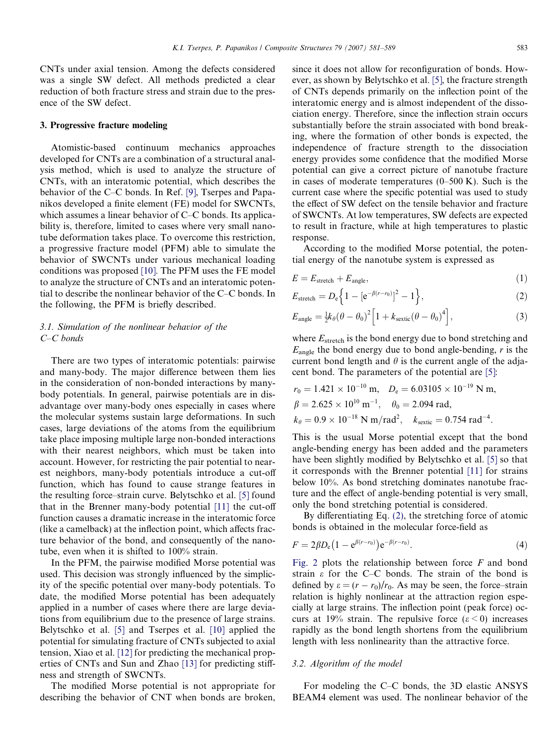CNTs under axial tension. Among the defects considered was a single SW defect. All methods predicted a clear reduction of both fracture stress and strain due to the presence of the SW defect.

## 3. Progressive fracture modeling

Atomistic-based continuum mechanics approaches developed for CNTs are a combination of a structural analysis method, which is used to analyze the structure of CNTs, with an interatomic potential, which describes the behavior of the C–C bonds. In Ref. [9], Tserpes and Papanikos developed a finite element (FE) model for SWCNTs, which assumes a linear behavior of C–C bonds. Its applicability is, therefore, limited to cases where very small nanotube deformation takes place. To overcome this restriction, a progressive fracture model (PFM) able to simulate the behavior of SWCNTs under various mechanical loading conditions was proposed [10]. The PFM uses the FE model to analyze the structure of CNTs and an interatomic potential to describe the nonlinear behavior of the C–C bonds. In the following, the PFM is briefly described.

### 3.1. Simulation of the nonlinear behavior of the C–C bonds

There are two types of interatomic potentials: pairwise and many-body. The major difference between them lies in the consideration of non-bonded interactions by many-body potentials. In general, pairwise potentials are in disadvantage over many-body ones especially in cases where the molecular systems sustain large deformations. In such cases, large deviations of the atoms from the equilibrium take place imposing multiple large non-bonded interactions with their nearest neighbors, which must be taken into account. However, for restricting the pair potential to nearest neighbors, many-body potentials introduce a cut-off function, which has found to cause strange features in the resulting force–strain curve. Belytschko et al. [5] found that in the Brenner many-body potential [11] the cut-off function causes a dramatic increase in the interatomic force (like a camelback) at the inflection point, which affects fracture behavior of the bond, and consequently of the nanotube, even when it is shifted to 100% strain.

In the PFM, the pairwise modified Morse potential was used. This decision was strongly influenced by the simplicity of the specific potential over many-body potentials. To date, the modified Morse potential has been adequately applied in a number of cases where there are large deviations from equilibrium due to the presence of large strains. Belytschko et al. [5] and Tserpes et al. [10] applied the potential for simulating fracture of CNTs subjected to axial tension, Xiao et al. [12] for predicting the mechanical properties of CNTs and Sun and Zhao [13] for predicting stiffness and strength of SWCNTs.

The modified Morse potential is not appropriate for describing the behavior of CNT when bonds are broken, since it does not allow for reconfiguration of bonds. However, as shown by Belytschko et al. [5], the fracture strength of CNTs depends primarily on the inflection point of the interatomic energy and is almost independent of the dissociation energy. Therefore, since the inflection strain occurs substantially before the strain associated with bond breaking, where the formation of other bonds is expected, the independence of fracture strength to the dissociation energy provides some confidence that the modified Morse potential can give a correct picture of nanotube fracture in cases of moderate temperatures (0–500 K). Such is the current case where the specific potential was used to study the effect of SW defect on the tensile behavior and fracture of SWCNTs. At low temperatures, SW defects are expected to result in fracture, while at high temperatures to plastic response.

According to the modified Morse potential, the potential energy of the nanotube system is expressed as

$$E = E_{\text{stretch}} + E_{\text{angle}}, \tag{1}$$

$$E_{\text{stretch}} = D_e\left\{\left[1 - e^{-\beta(r-r_0)}\right]^2 - 1\right\}, \tag{2}$$

$$E_{\text{angle}} = \tfrac{1}{2}k_\theta(\theta - \theta_0)^2\left[1 + k_{\text{sextic}}(\theta - \theta_0)^4\right], \tag{3}$$

where $E_{\text{stretch}}$ is the bond energy due to bond stretching and $E_{\text{angle}}$ the bond energy due to bond angle-bending, $r$ is the current bond length and $\theta$ is the current angle of the adjacent bond. The parameters of the potential are [5]:

$$r_0 = 1.421 \times 10^{-10}\ \text{m}, \quad D_e = 6.03105 \times 10^{-19}\ \text{N m},$$

$$\beta = 2.625 \times 10^{10}\ \text{m}^{-1}, \quad \theta_0 = 2.094\ \text{rad},$$

$$k_\theta = 0.9 \times 10^{-18}\ \text{N m/rad}^2, \quad k_{\text{sextic}} = 0.754\ \text{rad}^{-4}.$$

This is the usual Morse potential except that the bond angle-bending energy has been added and the parameters have been slightly modified by Belytschko et al. [5] so that it corresponds with the Brenner potential [11] for strains below 10%. As bond stretching dominates nanotube fracture and the effect of angle-bending potential is very small, only the bond stretching potential is considered.

By differentiating Eq. (2), the stretching force of atomic bonds is obtained in the molecular force-field as

$$F = 2\beta D_e\left(1 - e^{\beta(r-r_0)}\right)e^{-\beta(r-r_0)}. \tag{4}$$

Fig. 2 plots the relationship between force $F$ and bond strain $\varepsilon$ for the C–C bonds. The strain of the bond is defined by $\varepsilon = (r - r_0)/r_0$. As may be seen, the force–strain relation is highly nonlinear at the attraction region especially at large strains. The inflection point (peak force) occurs at 19% strain. The repulsive force ($\varepsilon < 0$) increases rapidly as the bond length shortens from the equilibrium length with less nonlinearity than the attractive force.

### 3.2. Algorithm of the model

For modeling the C–C bonds, the 3D elastic ANSYS BEAM4 element was used. The nonlinear behavior of the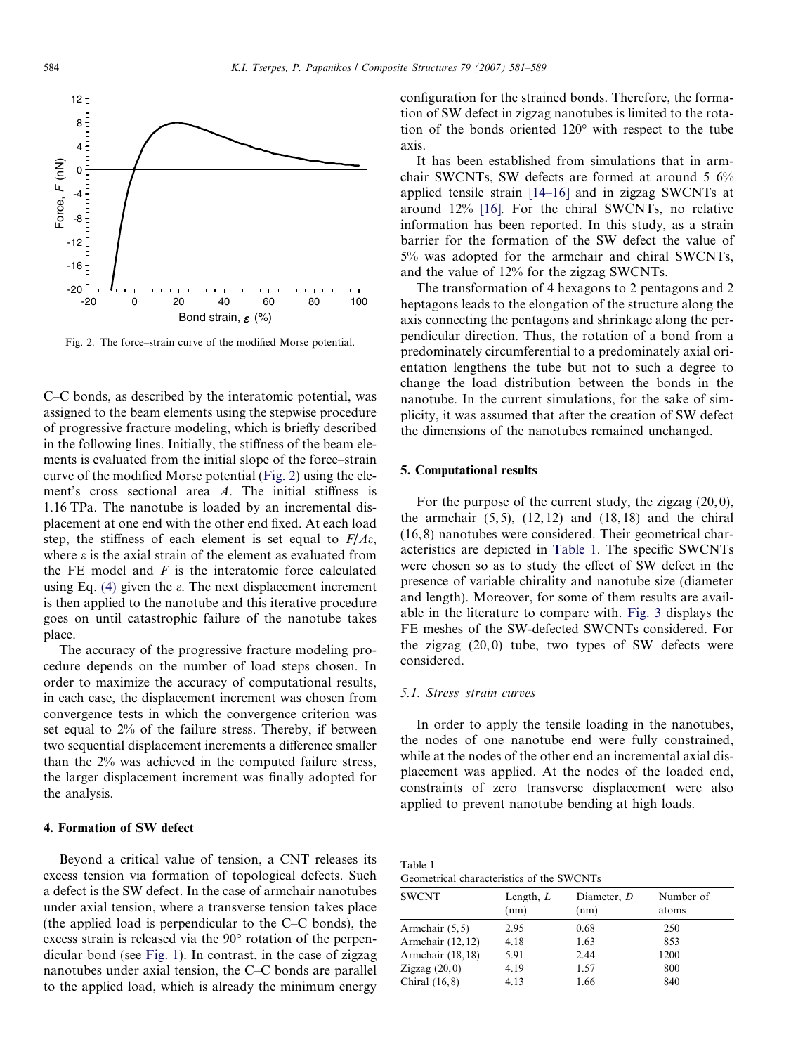Fig. 2. The force–strain curve of the modified Morse potential.

C–C bonds, as described by the interatomic potential, was assigned to the beam elements using the stepwise procedure of progressive fracture modeling, which is briefly described in the following lines. Initially, the stiffness of the beam elements is evaluated from the initial slope of the force–strain curve of the modified Morse potential (Fig. 2) using the element's cross sectional area $A$. The initial stiffness is 1.16 TPa. The nanotube is loaded by an incremental displacement at one end with the other end fixed. At each load step, the stiffness of each element is set equal to $F/A\varepsilon$, where $\varepsilon$ is the axial strain of the element as evaluated from the FE model and $F$ is the interatomic force calculated using Eq. (4) given the $\varepsilon$. The next displacement increment is then applied to the nanotube and this iterative procedure goes on until catastrophic failure of the nanotube takes place.

The accuracy of the progressive fracture modeling procedure depends on the number of load steps chosen. In order to maximize the accuracy of computational results, in each case, the displacement increment was chosen from convergence tests in which the convergence criterion was set equal to 2% of the failure stress. Thereby, if between two sequential displacement increments a difference smaller than the 2% was achieved in the computed failure stress, the larger displacement increment was finally adopted for the analysis.

## 4. Formation of SW defect

Beyond a critical value of tension, a CNT releases its excess tension via formation of topological defects. Such a defect is the SW defect. In the case of armchair nanotubes under axial tension, where a transverse tension takes place (the applied load is perpendicular to the C–C bonds), the excess strain is released via the 90° rotation of the perpendicular bond (see Fig. 1). In contrast, in the case of zigzag nanotubes under axial tension, the C–C bonds are parallel to the applied load, which is already the minimum energy configuration for the strained bonds. Therefore, the formation of SW defect in zigzag nanotubes is limited to the rotation of the bonds oriented 120° with respect to the tube axis.

It has been established from simulations that in armchair SWCNTs, SW defects are formed at around 5–6% applied tensile strain [14–16] and in zigzag SWCNTs at around 12% [16]. For the chiral SWCNTs, no relative information has been reported. In this study, as a strain barrier for the formation of the SW defect the value of 5% was adopted for the armchair and chiral SWCNTs, and the value of 12% for the zigzag SWCNTs.

The transformation of 4 hexagons to 2 pentagons and 2 heptagons leads to the elongation of the structure along the axis connecting the pentagons and shrinkage along the perpendicular direction. Thus, the rotation of a bond from a predominately circumferential to a predominately axial orientation lengthens the tube but not to such a degree to change the load distribution between the bonds in the nanotube. In the current simulations, for the sake of simplicity, it was assumed that after the creation of SW defect the dimensions of the nanotubes remained unchanged.

## 5. Computational results

For the purpose of the current study, the zigzag (20,0), the armchair (5,5), (12,12) and (18,18) and the chiral (16,8) nanotubes were considered. Their geometrical characteristics are depicted in Table 1. The specific SWCNTs were chosen so as to study the effect of SW defect in the presence of variable chirality and nanotube size (diameter and length). Moreover, for some of them results are available in the literature to compare with. Fig. 3 displays the FE meshes of the SW-defected SWCNTs considered. For the zigzag (20,0) tube, two types of SW defects were considered.

### 5.1. Stress–strain curves

In order to apply the tensile loading in the nanotubes, the nodes of one nanotube end were fully constrained, while at the nodes of the other end an incremental axial displacement was applied. At the nodes of the loaded end, constraints of zero transverse displacement were also applied to prevent nanotube bending at high loads.

Table 1
Geometrical characteristics of the SWCNTs

| SWCNT | Length, $L$ (nm) | Diameter, $D$ (nm) | Number of atoms |
|---|---|---|---|
| Armchair (5,5) | 2.95 | 0.68 | 250 |
| Armchair (12,12) | 4.18 | 1.63 | 853 |
| Armchair (18,18) | 5.91 | 2.44 | 1200 |
| Zigzag (20,0) | 4.19 | 1.57 | 800 |
| Chiral (16,8) | 4.13 | 1.66 | 840 |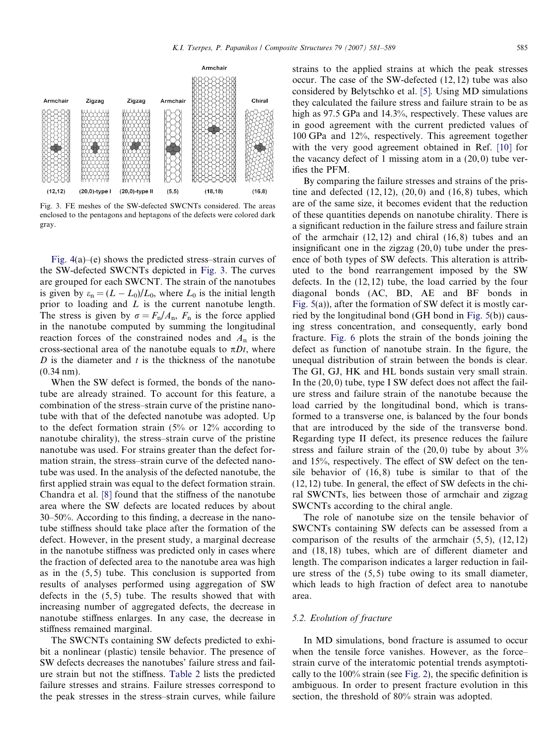Fig. 3. FE meshes of the SW-defected SWCNTs considered. The areas enclosed to the pentagons and heptagons of the defects were colored dark gray.

Fig. 4(a)–(e) shows the predicted stress–strain curves of the SW-defected SWCNTs depicted in Fig. 3. The curves are grouped for each SWCNT. The strain of the nanotubes is given by $\varepsilon_n = (L - L_0)/L_0$, where $L_0$ is the initial length prior to loading and $L$ is the current nanotube length. The stress is given by $\sigma = F_n/A_n$, $F_n$ is the force applied in the nanotube computed by summing the longitudinal reaction forces of the constrained nodes and $A_n$ is the cross-sectional area of the nanotube equals to $\pi Dt$, where $D$ is the diameter and $t$ is the thickness of the nanotube (0.34 nm).

When the SW defect is formed, the bonds of the nanotube are already strained. To account for this feature, a combination of the stress–strain curve of the pristine nanotube with that of the defected nanotube was adopted. Up to the defect formation strain (5% or 12% according to nanotube chirality), the stress–strain curve of the pristine nanotube was used. For strains greater than the defect formation strain, the stress–strain curve of the defected nanotube was used. In the analysis of the defected nanotube, the first applied strain was equal to the defect formation strain. Chandra et al. [8] found that the stiffness of the nanotube area where the SW defects are located reduces by about 30–50%. According to this finding, a decrease in the nanotube stiffness should take place after the formation of the defect. However, in the present study, a marginal decrease in the nanotube stiffness was predicted only in cases where the fraction of defected area to the nanotube area was high as in the (5,5) tube. This conclusion is supported from results of analyses performed using aggregation of SW defects in the (5,5) tube. The results showed that with increasing number of aggregated defects, the decrease in nanotube stiffness enlarges. In any case, the decrease in stiffness remained marginal.

The SWCNTs containing SW defects predicted to exhibit a nonlinear (plastic) tensile behavior. The presence of SW defects decreases the nanotubes' failure stress and failure strain but not the stiffness. Table 2 lists the predicted failure stresses and strains. Failure stresses correspond to the peak stresses in the stress–strain curves, while failure strains to the applied strains at which the peak stresses occur. The case of the SW-defected (12,12) tube was also considered by Belytschko et al. [5]. Using MD simulations they calculated the failure stress and failure strain to be as high as 97.5 GPa and 14.3%, respectively. These values are in good agreement with the current predicted values of 100 GPa and 12%, respectively. This agreement together with the very good agreement obtained in Ref. [10] for the vacancy defect of 1 missing atom in a (20,0) tube verifies the PFM.

By comparing the failure stresses and strains of the pristine and defected (12,12), (20,0) and (16,8) tubes, which are of the same size, it becomes evident that the reduction of these quantities depends on nanotube chirality. There is a significant reduction in the failure stress and failure strain of the armchair (12,12) and chiral (16,8) tubes and an insignificant one in the zigzag (20,0) tube under the presence of both types of SW defects. This alteration is attributed to the bond rearrangement imposed by the SW defects. In the (12,12) tube, the load carried by the four diagonal bonds (AC, BD, AE and BF bonds in Fig. 5(a)), after the formation of SW defect it is mostly carried by the longitudinal bond (GH bond in Fig. 5(b)) causing stress concentration, and consequently, early bond fracture. Fig. 6 plots the strain of the bonds joining the defect as function of nanotube strain. In the figure, the unequal distribution of strain between the bonds is clear. The GI, GJ, HK and HL bonds sustain very small strain. In the (20,0) tube, type I SW defect does not affect the failure stress and failure strain of the nanotube because the load carried by the longitudinal bond, which is transformed to a transverse one, is balanced by the four bonds that are introduced by the side of the transverse bond. Regarding type II defect, its presence reduces the failure stress and failure strain of the (20,0) tube by about 3% and 15%, respectively. The effect of SW defect on the tensile behavior of (16,8) tube is similar to that of the (12,12) tube. In general, the effect of SW defects in the chiral SWCNTs, lies between those of armchair and zigzag SWCNTs according to the chiral angle.

The role of nanotube size on the tensile behavior of SWCNTs containing SW defects can be assessed from a comparison of the results of the armchair (5,5), (12,12) and (18,18) tubes, which are of different diameter and length. The comparison indicates a larger reduction in failure stress of the (5,5) tube owing to its small diameter, which leads to high fraction of defect area to nanotube area.

### 5.2. Evolution of fracture

In MD simulations, bond fracture is assumed to occur when the tensile force vanishes. However, as the force–strain curve of the interatomic potential trends asymptotically to the 100% strain (see Fig. 2), the specific definition is ambiguous. In order to present fracture evolution in this section, the threshold of 80% strain was adopted.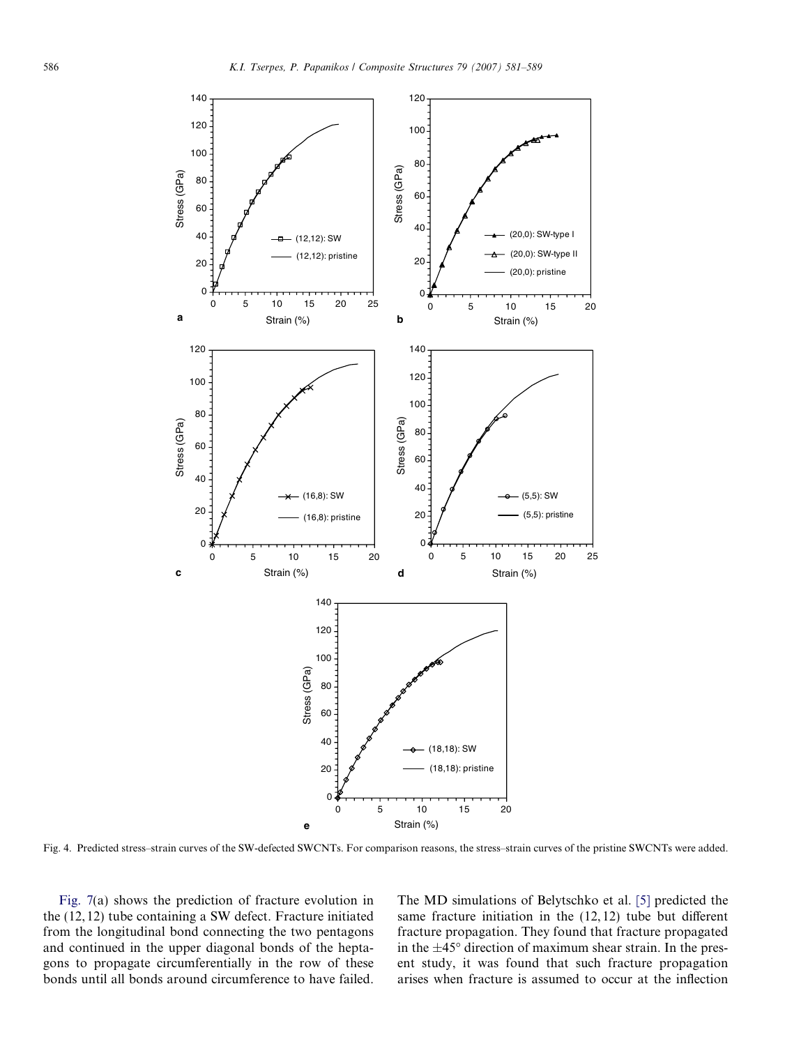Fig. 4. Predicted stress–strain curves of the SW-defected SWCNTs. For comparison reasons, the stress–strain curves of the pristine SWCNTs were added.

Fig. 7(a) shows the prediction of fracture evolution in the (12, 12) tube containing a SW defect. Fracture initiated from the longitudinal bond connecting the two pentagons and continued in the upper diagonal bonds of the heptagons to propagate circumferentially in the row of these bonds until all bonds around circumference to have failed. The MD simulations of Belytschko et al. [5] predicted the same fracture initiation in the (12, 12) tube but different fracture propagation. They found that fracture propagated in the $\pm 45°$ direction of maximum shear strain. In the present study, it was found that such fracture propagation arises when fracture is assumed to occur at the inflection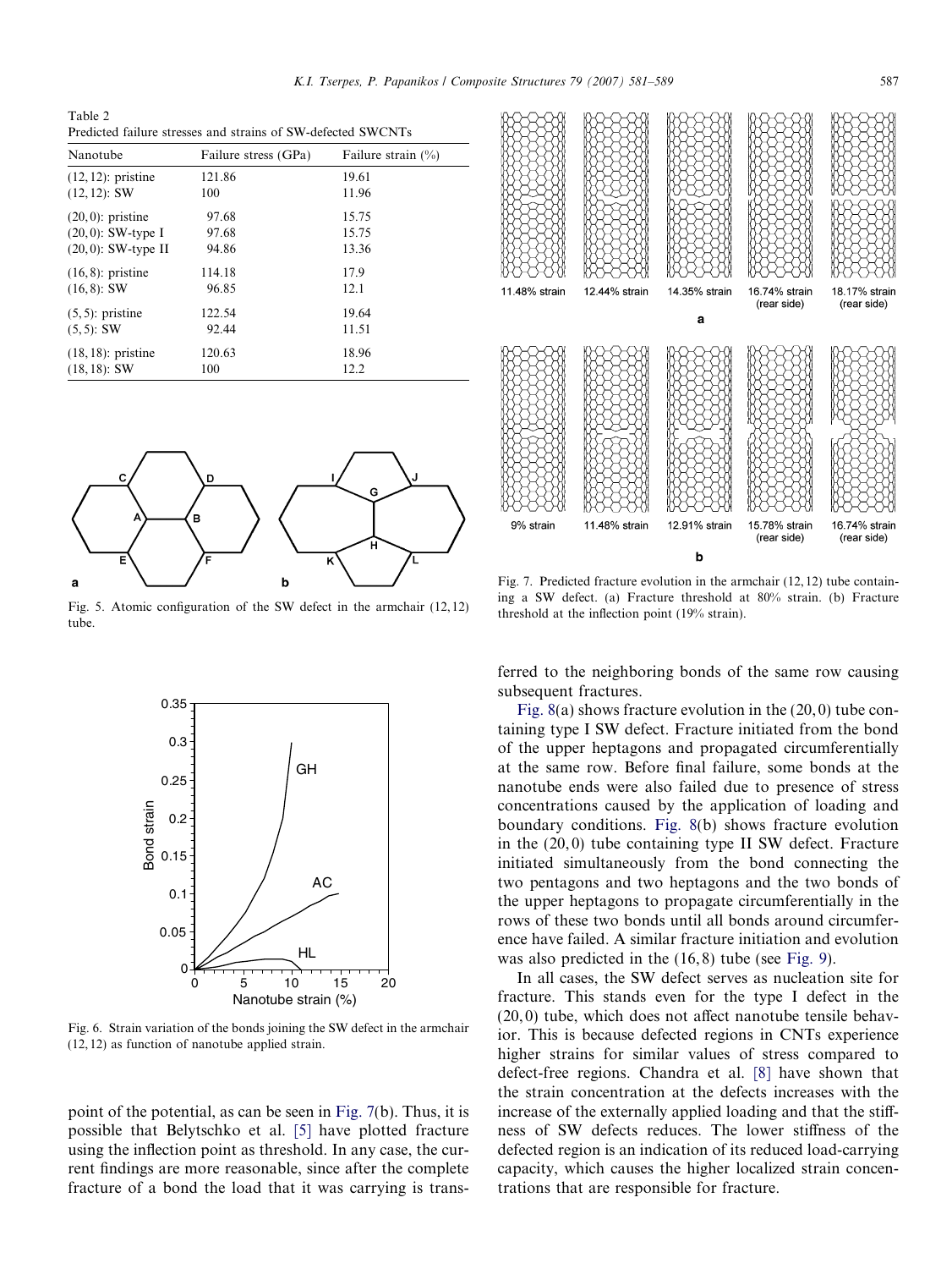Table 2
Predicted failure stresses and strains of SW-defected SWCNTs

| Nanotube | Failure stress (GPa) | Failure strain (%) |
|---|---|---|
| (12, 12): pristine | 121.86 | 19.61 |
| (12, 12): SW | 100 | 11.96 |
| (20, 0): pristine | 97.68 | 15.75 |
| (20, 0): SW-type I | 97.68 | 15.75 |
| (20, 0): SW-type II | 94.86 | 13.36 |
| (16, 8): pristine | 114.18 | 17.9 |
| (16, 8): SW | 96.85 | 12.1 |
| (5, 5): pristine | 122.54 | 19.64 |
| (5, 5): SW | 92.44 | 11.51 |
| (18, 18): pristine | 120.63 | 18.96 |
| (18, 18): SW | 100 | 12.2 |

Fig. 5. Atomic configuration of the SW defect in the armchair (12, 12) tube.

Fig. 6. Strain variation of the bonds joining the SW defect in the armchair (12, 12) as function of nanotube applied strain.

point of the potential, as can be seen in Fig. 7(b). Thus, it is possible that Belytschko et al. [5] have plotted fracture using the inflection point as threshold. In any case, the current findings are more reasonable, since after the complete fracture of a bond the load that it was carrying is transferred to the neighboring bonds of the same row causing subsequent fractures.

Fig. 7. Predicted fracture evolution in the armchair (12, 12) tube containing a SW defect. (a) Fracture threshold at 80% strain. (b) Fracture threshold at the inflection point (19% strain).

Fig. 8(a) shows fracture evolution in the (20, 0) tube containing type I SW defect. Fracture initiated from the bond of the upper heptagons and propagated circumferentially at the same row. Before final failure, some bonds at the nanotube ends were also failed due to presence of stress concentrations caused by the application of loading and boundary conditions. Fig. 8(b) shows fracture evolution in the (20, 0) tube containing type II SW defect. Fracture initiated simultaneously from the bond connecting the two pentagons and two heptagons and the two bonds of the upper heptagons to propagate circumferentially in the rows of these two bonds until all bonds around circumference have failed. A similar fracture initiation and evolution was also predicted in the (16, 8) tube (see Fig. 9).

In all cases, the SW defect serves as nucleation site for fracture. This stands even for the type I defect in the (20, 0) tube, which does not affect nanotube tensile behavior. This is because defected regions in CNTs experience higher strains for similar values of stress compared to defect-free regions. Chandra et al. [8] have shown that the strain concentration at the defects increases with the increase of the externally applied loading and that the stiffness of SW defects reduces. The lower stiffness of the defected region is an indication of its reduced load-carrying capacity, which causes the higher localized strain concentrations that are responsible for fracture.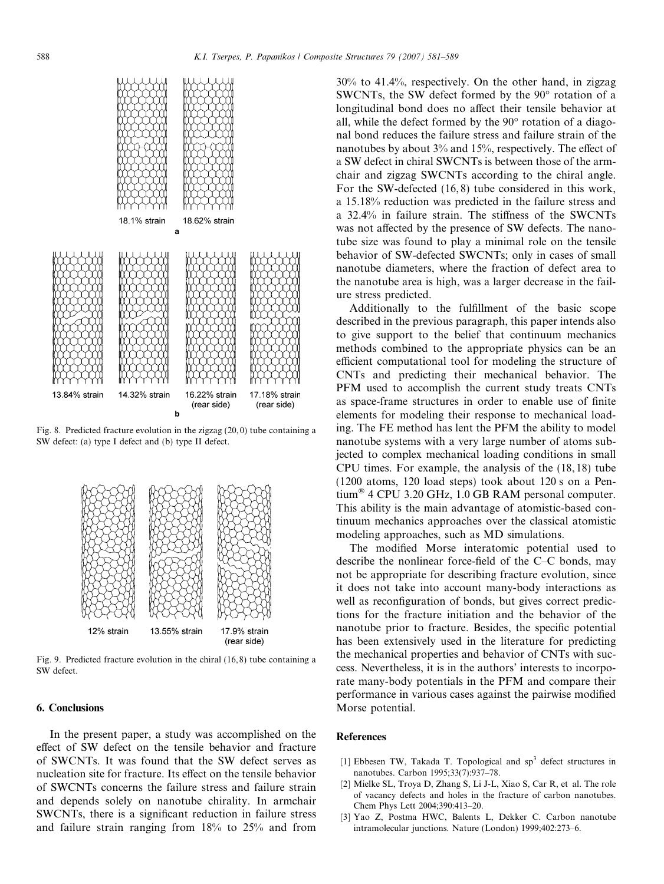18.1% strain 18.62% strain

a

13.84% strain 14.32% strain 16.22% strain (rear side) 17.18% strain (rear side)

b

Fig. 8. Predicted fracture evolution in the zigzag (20,0) tube containing a SW defect: (a) type I defect and (b) type II defect.

12% strain 13.55% strain 17.9% strain (rear side)

Fig. 9. Predicted fracture evolution in the chiral (16,8) tube containing a SW defect.

## 6. Conclusions

In the present paper, a study was accomplished on the effect of SW defect on the tensile behavior and fracture of SWCNTs. It was found that the SW defect serves as nucleation site for fracture. Its effect on the tensile behavior of SWCNTs concerns the failure stress and failure strain and depends solely on nanotube chirality. In armchair SWCNTs, there is a significant reduction in failure stress and failure strain ranging from 18% to 25% and from 30% to 41.4%, respectively. On the other hand, in zigzag SWCNTs, the SW defect formed by the 90° rotation of a longitudinal bond does no affect their tensile behavior at all, while the defect formed by the 90° rotation of a diagonal bond reduces the failure stress and failure strain of the nanotubes by about 3% and 15%, respectively. The effect of a SW defect in chiral SWCNTs is between those of the armchair and zigzag SWCNTs according to the chiral angle. For the SW-defected (16,8) tube considered in this work, a 15.18% reduction was predicted in the failure stress and a 32.4% in failure strain. The stiffness of the SWCNTs was not affected by the presence of SW defects. The nanotube size was found to play a minimal role on the tensile behavior of SW-defected SWCNTs; only in cases of small nanotube diameters, where the fraction of defect area to the nanotube area is high, was a larger decrease in the failure stress predicted.

Additionally to the fulfillment of the basic scope described in the previous paragraph, this paper intends also to give support to the belief that continuum mechanics methods combined to the appropriate physics can be an efficient computational tool for modeling the structure of CNTs and predicting their mechanical behavior. The PFM used to accomplish the current study treats CNTs as space-frame structures in order to enable use of finite elements for modeling their response to mechanical loading. The FE method has lent the PFM the ability to model nanotube systems with a very large number of atoms subjected to complex mechanical loading conditions in small CPU times. For example, the analysis of the (18,18) tube (1200 atoms, 120 load steps) took about 120 s on a Pentium® 4 CPU 3.20 GHz, 1.0 GB RAM personal computer. This ability is the main advantage of atomistic-based continuum mechanics approaches over the classical atomistic modeling approaches, such as MD simulations.

The modified Morse interatomic potential used to describe the nonlinear force-field of the C–C bonds, may not be appropriate for describing fracture evolution, since it does not take into account many-body interactions as well as reconfiguration of bonds, but gives correct predictions for the fracture initiation and the behavior of the nanotube prior to fracture. Besides, the specific potential has been extensively used in the literature for predicting the mechanical properties and behavior of CNTs with success. Nevertheless, it is in the authors' interests to incorporate many-body potentials in the PFM and compare their performance in various cases against the pairwise modified Morse potential.

## References

[1] Ebbesen TW, Takada T. Topological and $sp^3$ defect structures in nanotubes. Carbon 1995;33(7):937–78.

[2] Mielke SL, Troya D, Zhang S, Li J-L, Xiao S, Car R, et al. The role of vacancy defects and holes in the fracture of carbon nanotubes. Chem Phys Lett 2004;390:413–20.

[3] Yao Z, Postma HWC, Balents L, Dekker C. Carbon nanotube intramolecular junctions. Nature (London) 1999;402:273–6.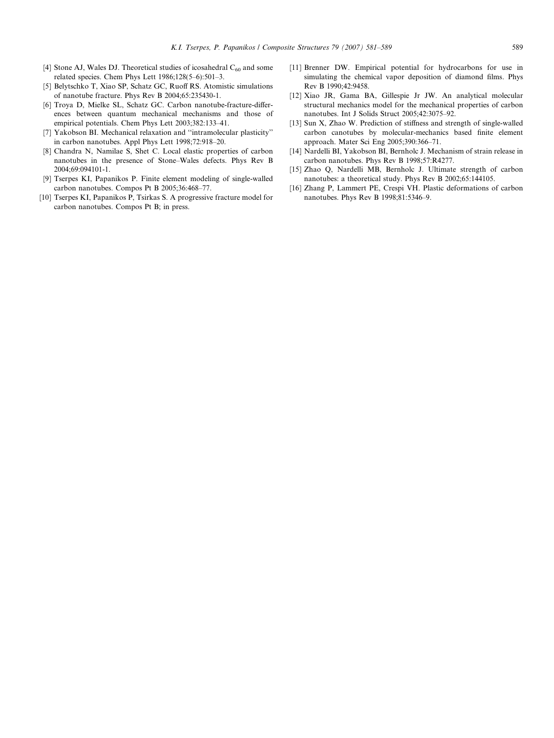[4] Stone AJ, Wales DJ. Theoretical studies of icosahedral $C_{60}$ and some related species. Chem Phys Lett 1986;128(5–6):501–3.

[5] Belytschko T, Xiao SP, Schatz GC, Ruoff RS. Atomistic simulations of nanotube fracture. Phys Rev B 2004;65:235430-1.

[6] Troya D, Mielke SL, Schatz GC. Carbon nanotube-fracture-differences between quantum mechanical mechanisms and those of empirical potentials. Chem Phys Lett 2003;382:133–41.

[7] Yakobson BI. Mechanical relaxation and "intramolecular plasticity" in carbon nanotubes. Appl Phys Lett 1998;72:918–20.

[8] Chandra N, Namilae S, Shet C. Local elastic properties of carbon nanotubes in the presence of Stone–Wales defects. Phys Rev B 2004;69:094101-1.

[9] Tserpes KI, Papanikos P. Finite element modeling of single-walled carbon nanotubes. Compos Pt B 2005;36:468–77.

[10] Tserpes KI, Papanikos P, Tsirkas S. A progressive fracture model for carbon nanotubes. Compos Pt B; in press.

[11] Brenner DW. Empirical potential for hydrocarbons for use in simulating the chemical vapor deposition of diamond films. Phys Rev B 1990;42:9458.

[12] Xiao JR, Gama BA, Gillespie Jr JW. An analytical molecular structural mechanics model for the mechanical properties of carbon nanotubes. Int J Solids Struct 2005;42:3075–92.

[13] Sun X, Zhao W. Prediction of stiffness and strength of single-walled carbon canotubes by molecular-mechanics based finite element approach. Mater Sci Eng 2005;390:366–71.

[14] Nardelli BI, Yakobson BI, Bernholc J. Mechanism of strain release in carbon nanotubes. Phys Rev B 1998;57:R4277.

[15] Zhao Q, Nardelli MB, Bernholc J. Ultimate strength of carbon nanotubes: a theoretical study. Phys Rev B 2002;65:144105.

[16] Zhang P, Lammert PE, Crespi VH. Plastic deformations of carbon nanotubes. Phys Rev B 1998;81:5346–9.